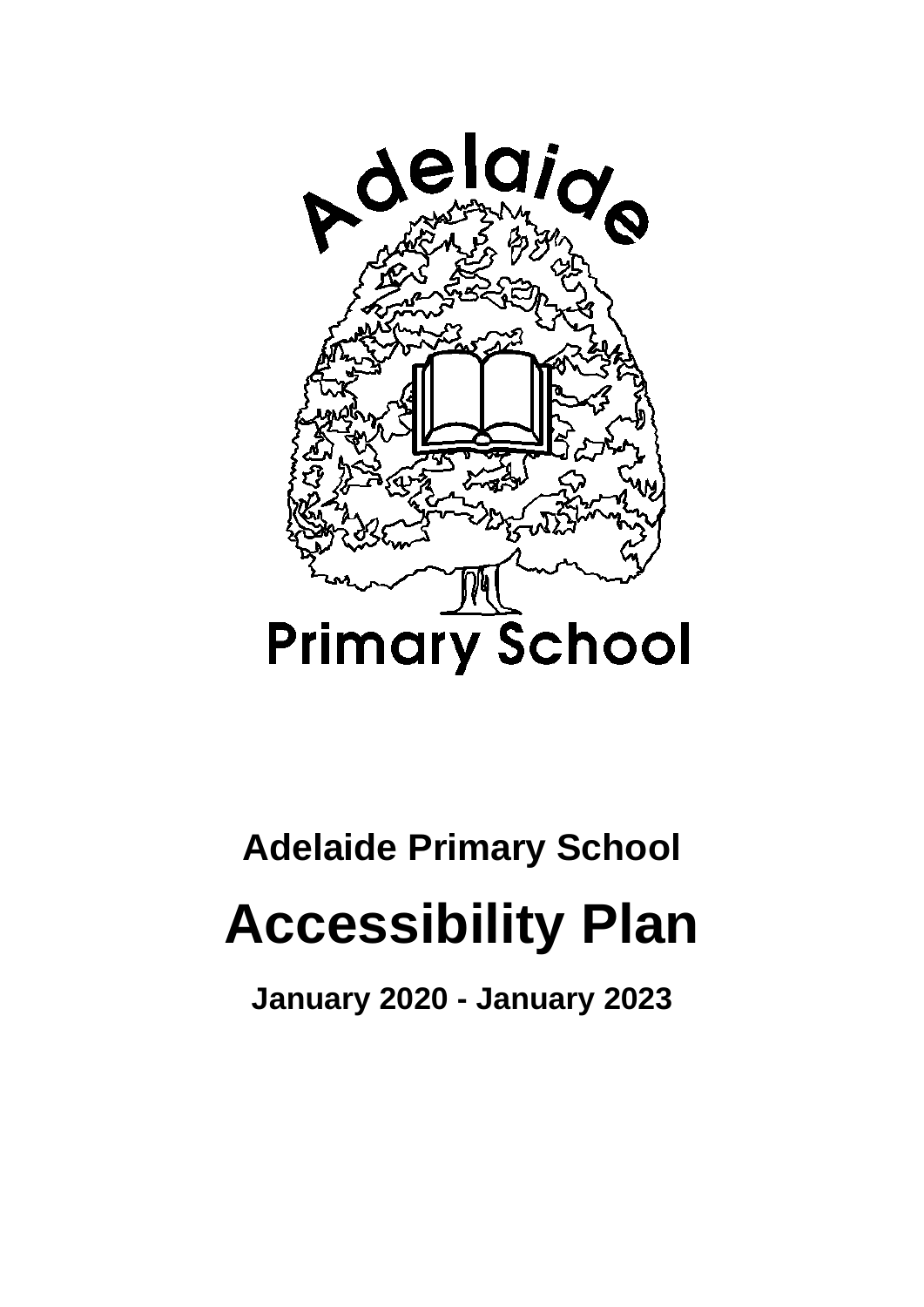# Adelaide Primary School

# Accessibility Plan

**January 2020 - January 2023**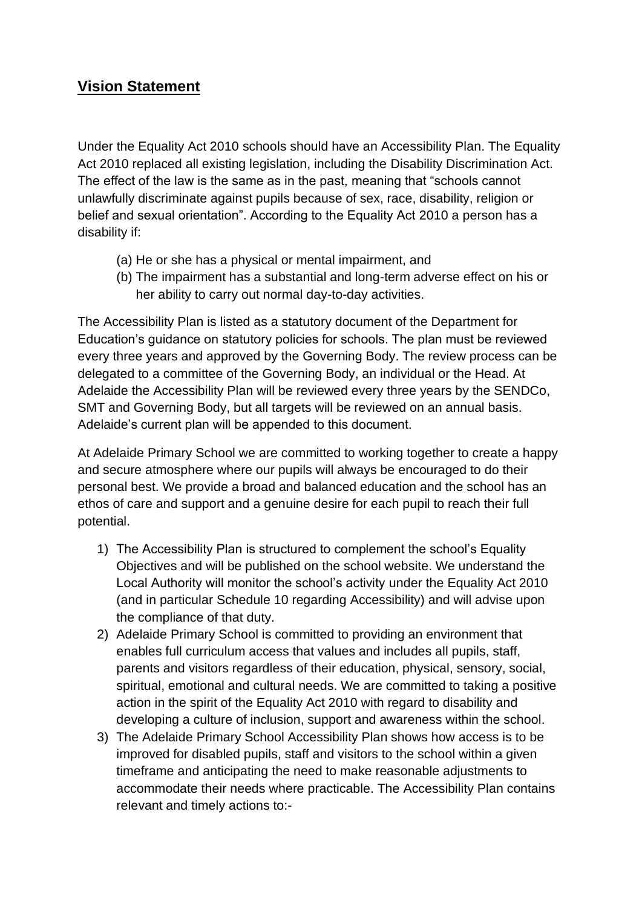## **Vision Statement**

Under the Equality Act 2010 schools should have an Accessibility Plan. The Equality Act 2010 replaced all existing legislation, including the Disability Discrimination Act. The effect of the law is the same as in the past, meaning that "schools cannot unlawfully discriminate against pupils because of sex, race, disability, religion or belief and sexual orientation". According to the Equality Act 2010 a person has a disability if:

(a) He or she has a physical or mental impairment, and
(b) The impairment has a substantial and long-term adverse effect on his or her ability to carry out normal day-to-day activities.

The Accessibility Plan is listed as a statutory document of the Department for Education's guidance on statutory policies for schools. The plan must be reviewed every three years and approved by the Governing Body. The review process can be delegated to a committee of the Governing Body, an individual or the Head. At Adelaide the Accessibility Plan will be reviewed every three years by the SENDCo, SMT and Governing Body, but all targets will be reviewed on an annual basis. Adelaide's current plan will be appended to this document.

At Adelaide Primary School we are committed to working together to create a happy and secure atmosphere where our pupils will always be encouraged to do their personal best. We provide a broad and balanced education and the school has an ethos of care and support and a genuine desire for each pupil to reach their full potential.

1) The Accessibility Plan is structured to complement the school's Equality Objectives and will be published on the school website. We understand the Local Authority will monitor the school's activity under the Equality Act 2010 (and in particular Schedule 10 regarding Accessibility) and will advise upon the compliance of that duty.
2) Adelaide Primary School is committed to providing an environment that enables full curriculum access that values and includes all pupils, staff, parents and visitors regardless of their education, physical, sensory, social, spiritual, emotional and cultural needs. We are committed to taking a positive action in the spirit of the Equality Act 2010 with regard to disability and developing a culture of inclusion, support and awareness within the school.
3) The Adelaide Primary School Accessibility Plan shows how access is to be improved for disabled pupils, staff and visitors to the school within a given timeframe and anticipating the need to make reasonable adjustments to accommodate their needs where practicable. The Accessibility Plan contains relevant and timely actions to:-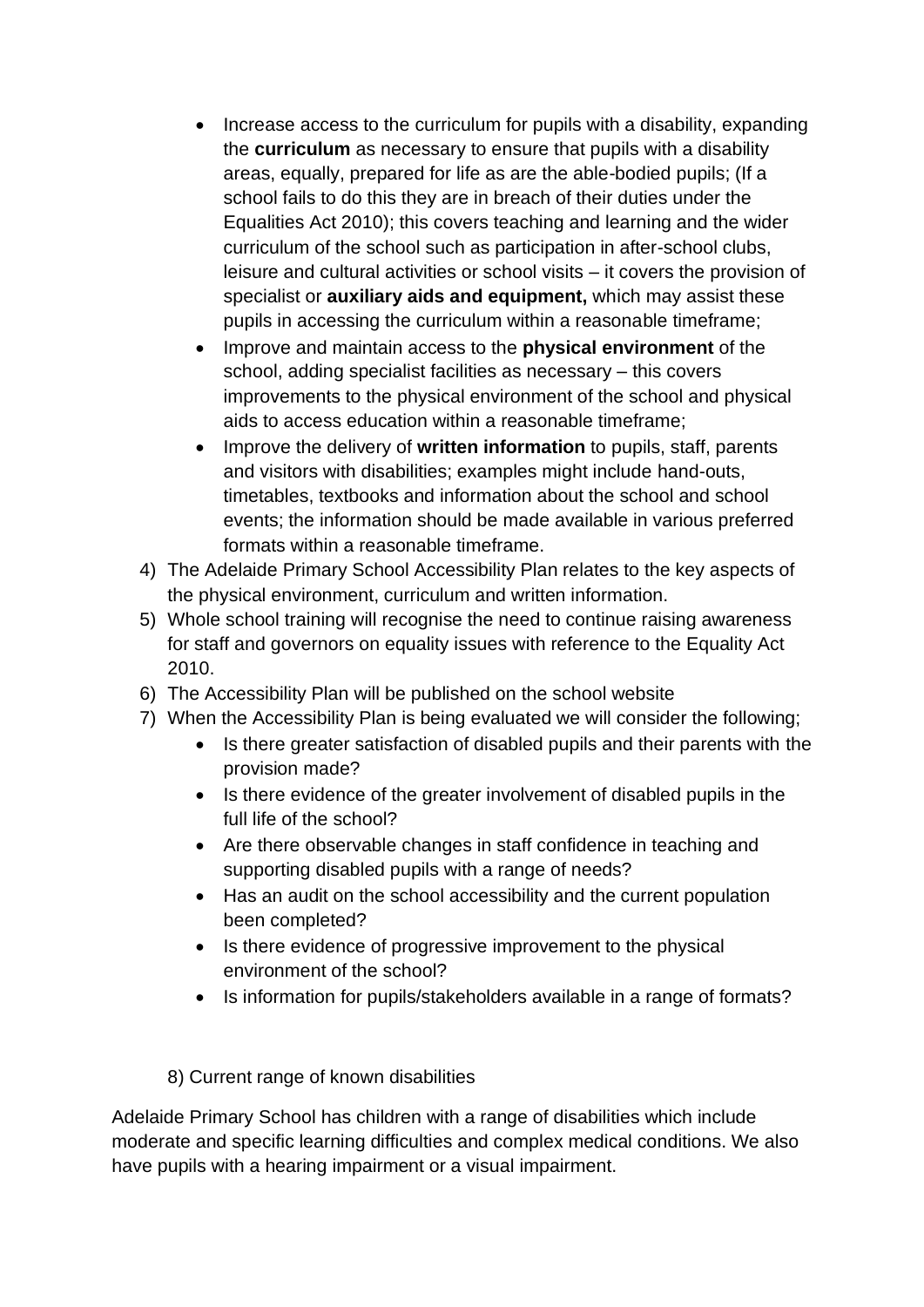- Increase access to the curriculum for pupils with a disability, expanding the **curriculum** as necessary to ensure that pupils with a disability areas, equally, prepared for life as are the able-bodied pupils; (If a school fails to do this they are in breach of their duties under the Equalities Act 2010); this covers teaching and learning and the wider curriculum of the school such as participation in after-school clubs, leisure and cultural activities or school visits – it covers the provision of specialist or **auxiliary aids and equipment,** which may assist these pupils in accessing the curriculum within a reasonable timeframe;
- Improve and maintain access to the **physical environment** of the school, adding specialist facilities as necessary – this covers improvements to the physical environment of the school and physical aids to access education within a reasonable timeframe;
- Improve the delivery of **written information** to pupils, staff, parents and visitors with disabilities; examples might include hand-outs, timetables, textbooks and information about the school and school events; the information should be made available in various preferred formats within a reasonable timeframe.

4) The Adelaide Primary School Accessibility Plan relates to the key aspects of the physical environment, curriculum and written information.
5) Whole school training will recognise the need to continue raising awareness for staff and governors on equality issues with reference to the Equality Act 2010.
6) The Accessibility Plan will be published on the school website
7) When the Accessibility Plan is being evaluated we will consider the following;
    - Is there greater satisfaction of disabled pupils and their parents with the provision made?
    - Is there evidence of the greater involvement of disabled pupils in the full life of the school?
    - Are there observable changes in staff confidence in teaching and supporting disabled pupils with a range of needs?
    - Has an audit on the school accessibility and the current population been completed?
    - Is there evidence of progressive improvement to the physical environment of the school?
    - Is information for pupils/stakeholders available in a range of formats?

8) Current range of known disabilities

Adelaide Primary School has children with a range of disabilities which include moderate and specific learning difficulties and complex medical conditions. We also have pupils with a hearing impairment or a visual impairment.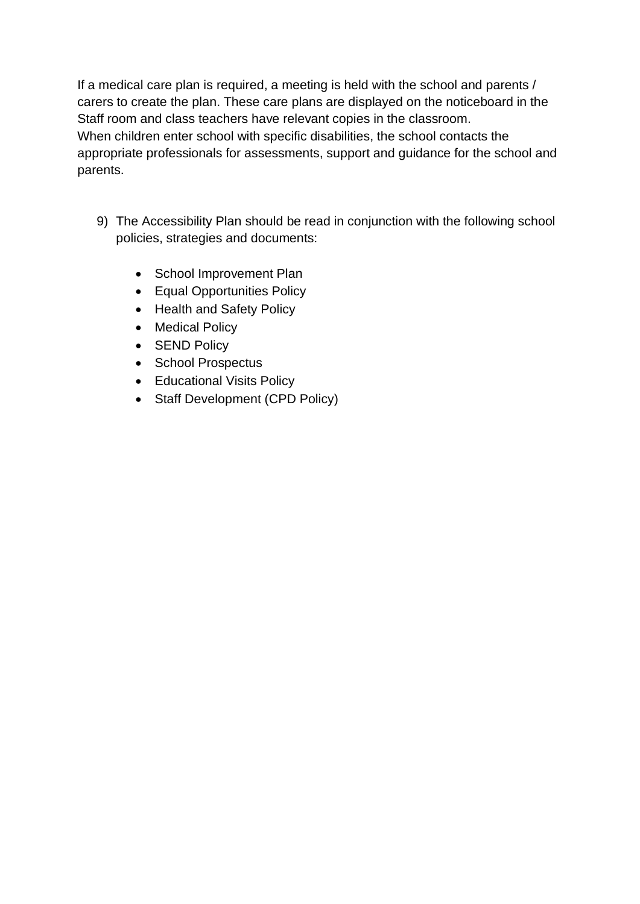If a medical care plan is required, a meeting is held with the school and parents / carers to create the plan. These care plans are displayed on the noticeboard in the Staff room and class teachers have relevant copies in the classroom.
When children enter school with specific disabilities, the school contacts the appropriate professionals for assessments, support and guidance for the school and parents.

9) The Accessibility Plan should be read in conjunction with the following school policies, strategies and documents:

    - School Improvement Plan
    - Equal Opportunities Policy
    - Health and Safety Policy
    - Medical Policy
    - SEND Policy
    - School Prospectus
    - Educational Visits Policy
    - Staff Development (CPD Policy)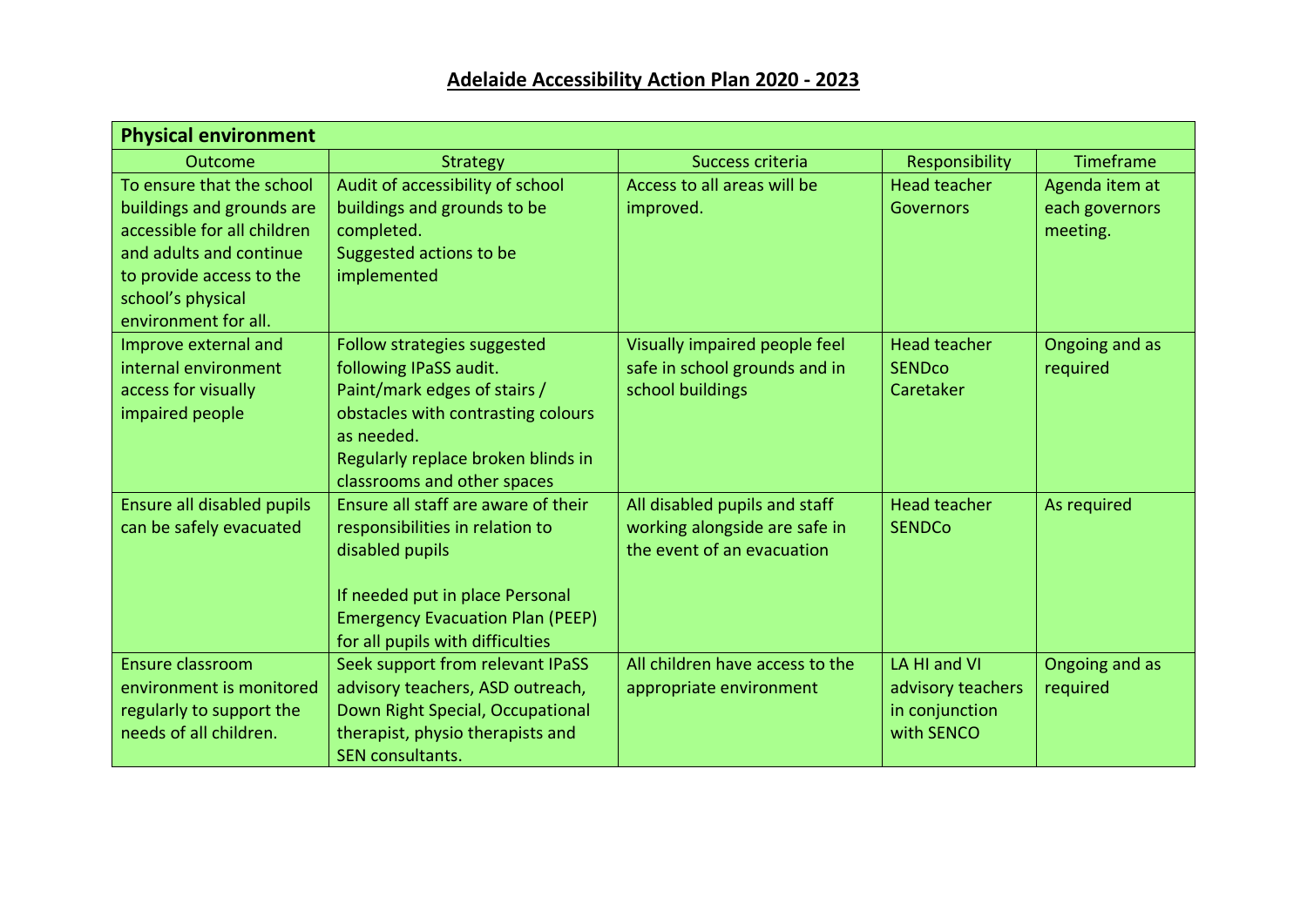# Adelaide Accessibility Action Plan 2020 - 2023

| **Physical environment** | | | | |
|---|---|---|---|---|
| Outcome | Strategy | Success criteria | Responsibility | Timeframe |
| To ensure that the school buildings and grounds are accessible for all children and adults and continue to provide access to the school's physical environment for all. | Audit of accessibility of school buildings and grounds to be completed.<br>Suggested actions to be implemented | Access to all areas will be improved. | Head teacher<br>Governors | Agenda item at each governors meeting. |
| Improve external and internal environment access for visually impaired people | Follow strategies suggested following IPaSS audit.<br>Paint/mark edges of stairs / obstacles with contrasting colours as needed.<br>Regularly replace broken blinds in classrooms and other spaces | Visually impaired people feel safe in school grounds and in school buildings | Head teacher<br>SENDco<br>Caretaker | Ongoing and as required |
| Ensure all disabled pupils can be safely evacuated | Ensure all staff are aware of their responsibilities in relation to disabled pupils<br><br>If needed put in place Personal Emergency Evacuation Plan (PEEP) for all pupils with difficulties | All disabled pupils and staff working alongside are safe in the event of an evacuation | Head teacher<br>SENDCo | As required |
| Ensure classroom environment is monitored regularly to support the needs of all children. | Seek support from relevant IPaSS advisory teachers, ASD outreach, Down Right Special, Occupational therapist, physio therapists and SEN consultants. | All children have access to the appropriate environment | LA HI and VI advisory teachers in conjunction with SENCO | Ongoing and as required |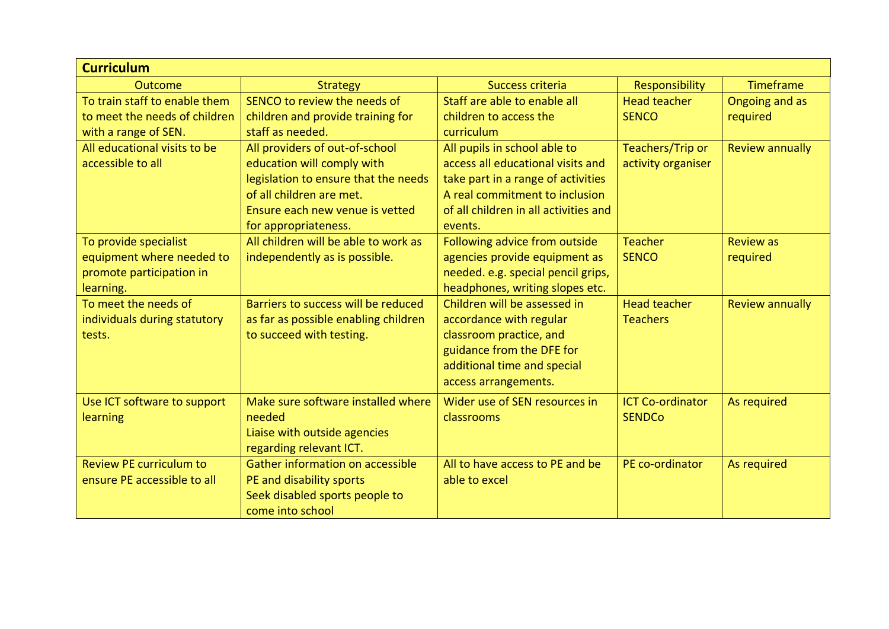| **Curriculum** | | | | |
|---|---|---|---|---|
| Outcome | Strategy | Success criteria | Responsibility | Timeframe |
| To train staff to enable them to meet the needs of children with a range of SEN. | SENCO to review the needs of children and provide training for staff as needed. | Staff are able to enable all children to access the curriculum | Head teacher<br>SENCO | Ongoing and as required |
| All educational visits to be accessible to all | All providers of out-of-school education will comply with legislation to ensure that the needs of all children are met.<br>Ensure each new venue is vetted for appropriateness. | All pupils in school able to access all educational visits and take part in a range of activities<br>A real commitment to inclusion of all children in all activities and events. | Teachers/Trip or activity organiser | Review annually |
| To provide specialist equipment where needed to promote participation in learning. | All children will be able to work as independently as is possible. | Following advice from outside agencies provide equipment as needed. e.g. special pencil grips, headphones, writing slopes etc. | Teacher<br>SENCO | Review as required |
| To meet the needs of individuals during statutory tests. | Barriers to success will be reduced as far as possible enabling children to succeed with testing. | Children will be assessed in accordance with regular classroom practice, and guidance from the DFE for additional time and special access arrangements. | Head teacher<br>Teachers | Review annually |
| Use ICT software to support learning | Make sure software installed where needed<br>Liaise with outside agencies regarding relevant ICT. | Wider use of SEN resources in classrooms | ICT Co-ordinator<br>SENDCo | As required |
| Review PE curriculum to ensure PE accessible to all | Gather information on accessible PE and disability sports<br>Seek disabled sports people to come into school | All to have access to PE and be able to excel | PE co-ordinator | As required |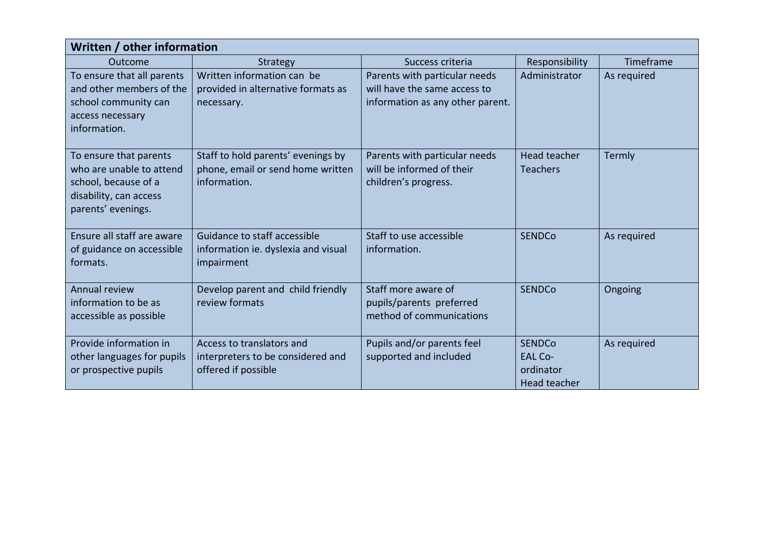| Written / other information | | | | |
|---|---|---|---|---|
| Outcome | Strategy | Success criteria | Responsibility | Timeframe |
| To ensure that all parents and other members of the school community can access necessary information. | Written information can be provided in alternative formats as necessary. | Parents with particular needs will have the same access to information as any other parent. | Administrator | As required |
| To ensure that parents who are unable to attend school, because of a disability, can access parents' evenings. | Staff to hold parents' evenings by phone, email or send home written information. | Parents with particular needs will be informed of their children's progress. | Head teacher Teachers | Termly |
| Ensure all staff are aware of guidance on accessible formats. | Guidance to staff accessible information ie. dyslexia and visual impairment | Staff to use accessible information. | SENDCo | As required |
| Annual review information to be as accessible as possible | Develop parent and child friendly review formats | Staff more aware of pupils/parents preferred method of communications | SENDCo | Ongoing |
| Provide information in other languages for pupils or prospective pupils | Access to translators and interpreters to be considered and offered if possible | Pupils and/or parents feel supported and included | SENDCo EAL Co-ordinator Head teacher | As required |